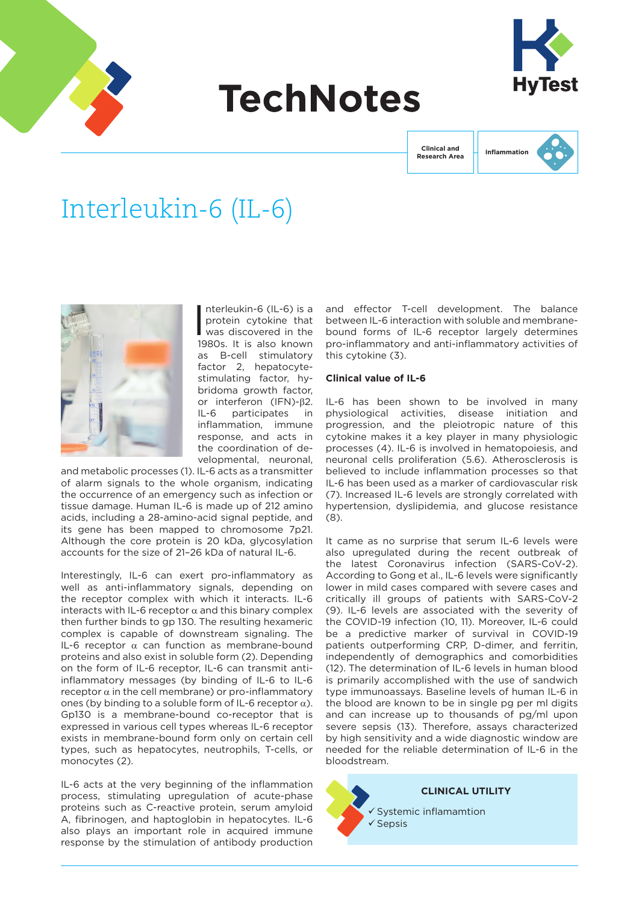# TechNotes

Clinical and Research Area | Inflammation

# Interleukin-6 (IL-6)

Interleukin-6 (IL-6) is a protein cytokine that was discovered in the 1980s. It is also known as B-cell stimulatory factor 2, hepatocyte-stimulating factor, hybridoma growth factor, or interferon (IFN)-β2. IL-6 participates in inflammation, immune response, and acts in the coordination of developmental, neuronal, and metabolic processes (1). IL-6 acts as a transmitter of alarm signals to the whole organism, indicating the occurrence of an emergency such as infection or tissue damage. Human IL-6 is made up of 212 amino acids, including a 28-amino-acid signal peptide, and its gene has been mapped to chromosome 7p21. Although the core protein is 20 kDa, glycosylation accounts for the size of 21–26 kDa of natural IL-6.

Interestingly, IL-6 can exert pro-inflammatory as well as anti-inflammatory signals, depending on the receptor complex with which it interacts. IL-6 interacts with IL-6 receptor α and this binary complex then further binds to gp 130. The resulting hexameric complex is capable of downstream signaling. The IL-6 receptor α can function as membrane-bound proteins and also exist in soluble form (2). Depending on the form of IL-6 receptor, IL-6 can transmit anti-inflammatory messages (by binding of IL-6 to IL-6 receptor α in the cell membrane) or pro-inflammatory ones (by binding to a soluble form of IL-6 receptor α). Gp130 is a membrane-bound co-receptor that is expressed in various cell types whereas IL-6 receptor exists in membrane-bound form only on certain cell types, such as hepatocytes, neutrophils, T-cells, or monocytes (2).

IL-6 acts at the very beginning of the inflammation process, stimulating upregulation of acute-phase proteins such as C-reactive protein, serum amyloid A, fibrinogen, and haptoglobin in hepatocytes. IL-6 also plays an important role in acquired immune response by the stimulation of antibody production and effector T-cell development. The balance between IL-6 interaction with soluble and membrane-bound forms of IL-6 receptor largely determines pro-inflammatory and anti-inflammatory activities of this cytokine (3).

### Clinical value of IL-6

IL-6 has been shown to be involved in many physiological activities, disease initiation and progression, and the pleiotropic nature of this cytokine makes it a key player in many physiologic processes (4). IL-6 is involved in hematopoiesis, and neuronal cells proliferation (5.6). Atherosclerosis is believed to include inflammation processes so that IL-6 has been used as a marker of cardiovascular risk (7). Increased IL-6 levels are strongly correlated with hypertension, dyslipidemia, and glucose resistance (8).

It came as no surprise that serum IL-6 levels were also upregulated during the recent outbreak of the latest Coronavirus infection (SARS-CoV-2). According to Gong et al., IL-6 levels were significantly lower in mild cases compared with severe cases and critically ill groups of patients with SARS-CoV-2 (9). IL-6 levels are associated with the severity of the COVID-19 infection (10, 11). Moreover, IL-6 could be a predictive marker of survival in COVID-19 patients outperforming CRP, D-dimer, and ferritin, independently of demographics and comorbidities (12). The determination of IL-6 levels in human blood is primarily accomplished with the use of sandwich type immunoassays. Baseline levels of human IL-6 in the blood are known to be in single pg per ml digits and can increase up to thousands of pg/ml upon severe sepsis (13). Therefore, assays characterized by high sensitivity and a wide diagnostic window are needed for the reliable determination of IL-6 in the bloodstream.

**CLINICAL UTILITY**

- ✓ Systemic inflamamtion
- ✓ Sepsis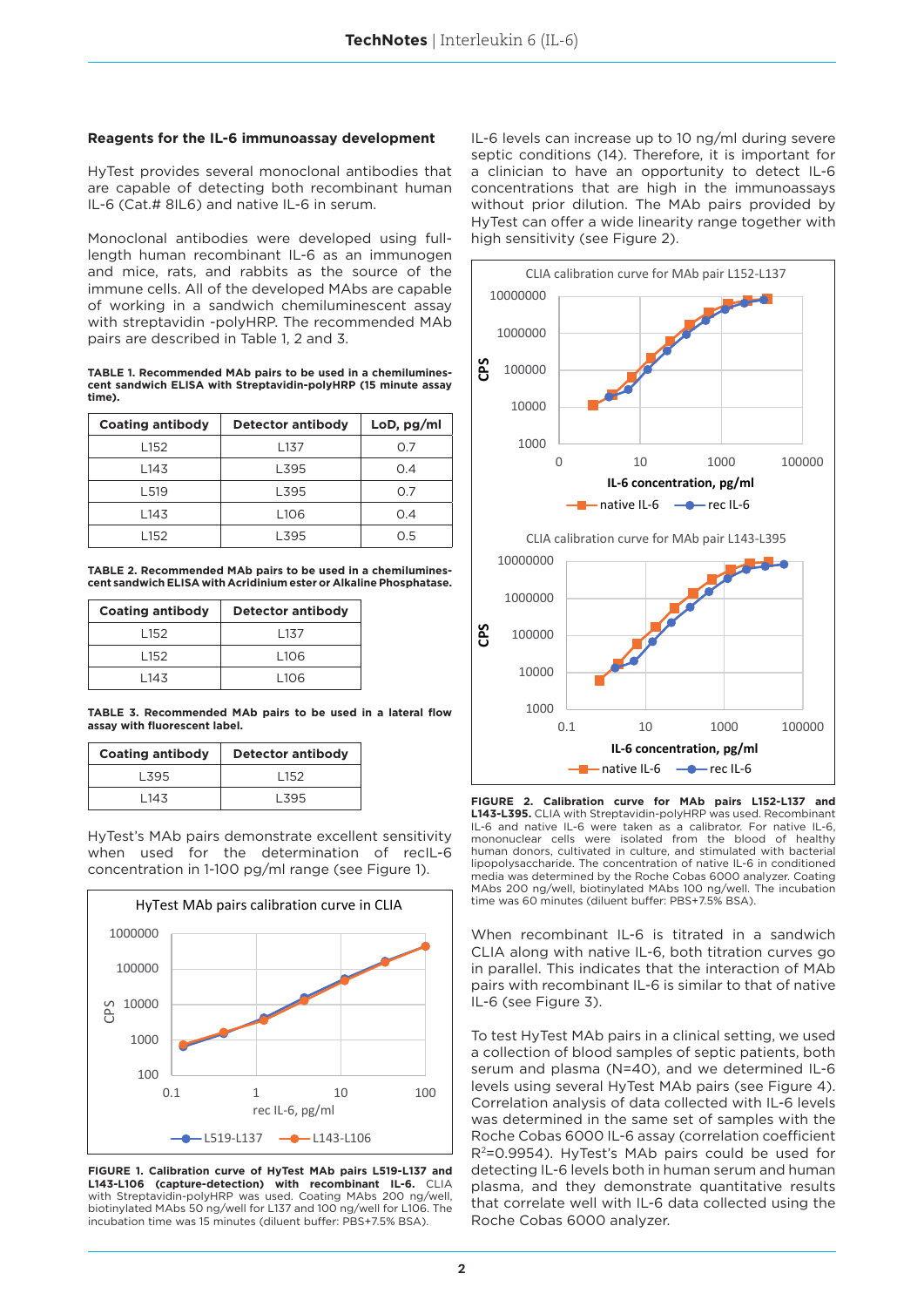### Reagents for the IL-6 immunoassay development

HyTest provides several monoclonal antibodies that are capable of detecting both recombinant human IL-6 (Cat.# 8IL6) and native IL-6 in serum.

Monoclonal antibodies were developed using full-length human recombinant IL-6 as an immunogen and mice, rats, and rabbits as the source of the immune cells. All of the developed MAbs are capable of working in a sandwich chemiluminescent assay with streptavidin -polyHRP. The recommended MAb pairs are described in Table 1, 2 and 3.

**TABLE 1. Recommended MAb pairs to be used in a chemiluminescent sandwich ELISA with Streptavidin-polyHRP (15 minute assay time).**

| Coating antibody | Detector antibody | LoD, pg/ml |
|---|---|---|
| L152 | L137 | 0.7 |
| L143 | L395 | 0.4 |
| L519 | L395 | 0.7 |
| L143 | L106 | 0.4 |
| L152 | L395 | 0.5 |

**TABLE 2. Recommended MAb pairs to be used in a chemiluminescent sandwich ELISA with Acridinium ester or Alkaline Phosphatase.**

| Coating antibody | Detector antibody |
|---|---|
| L152 | L137 |
| L152 | L106 |
| L143 | L106 |

**TABLE 3. Recommended MAb pairs to be used in a lateral flow assay with fluorescent label.**

| Coating antibody | Detector antibody |
|---|---|
| L395 | L152 |
| L143 | L395 |

HyTest's MAb pairs demonstrate excellent sensitivity when used for the determination of recIL-6 concentration in 1-100 pg/ml range (see Figure 1).

**FIGURE 1. Calibration curve of HyTest MAb pairs L519-L137 and L143-L106 (capture-detection) with recombinant IL-6.** CLIA with Streptavidin-polyHRP was used. Coating MAbs 200 ng/well, biotinylated MAbs 50 ng/well for L137 and 100 ng/well for L106. The incubation time was 15 minutes (diluent buffer: PBS+7.5% BSA).

IL-6 levels can increase up to 10 ng/ml during severe septic conditions (14). Therefore, it is important for a clinician to have an opportunity to detect IL-6 concentrations that are high in the immunoassays without prior dilution. The MAb pairs provided by HyTest can offer a wide linearity range together with high sensitivity (see Figure 2).

**FIGURE 2. Calibration curve for MAb pairs L152-L137 and L143-L395.** CLIA with Streptavidin-polyHRP was used. Recombinant IL-6 and native IL-6 were taken as a calibrator. For native IL-6, mononuclear cells were isolated from the blood of healthy human donors, cultivated in culture, and stimulated with bacterial lipopolysaccharide. The concentration of native IL-6 in conditioned media was determined by the Roche Cobas 6000 analyzer. Coating MAbs 200 ng/well, biotinylated MAbs 100 ng/well. The incubation time was 60 minutes (diluent buffer: PBS+7.5% BSA).

When recombinant IL-6 is titrated in a sandwich CLIA along with native IL-6, both titration curves go in parallel. This indicates that the interaction of MAb pairs with recombinant IL-6 is similar to that of native IL-6 (see Figure 3).

To test HyTest MAb pairs in a clinical setting, we used a collection of blood samples of septic patients, both serum and plasma (N=40), and we determined IL-6 levels using several HyTest MAb pairs (see Figure 4). Correlation analysis of data collected with IL-6 levels was determined in the same set of samples with the Roche Cobas 6000 IL-6 assay (correlation coefficient $R^2$=0.9954). HyTest's MAb pairs could be used for detecting IL-6 levels both in human serum and human plasma, and they demonstrate quantitative results that correlate well with IL-6 data collected using the Roche Cobas 6000 analyzer.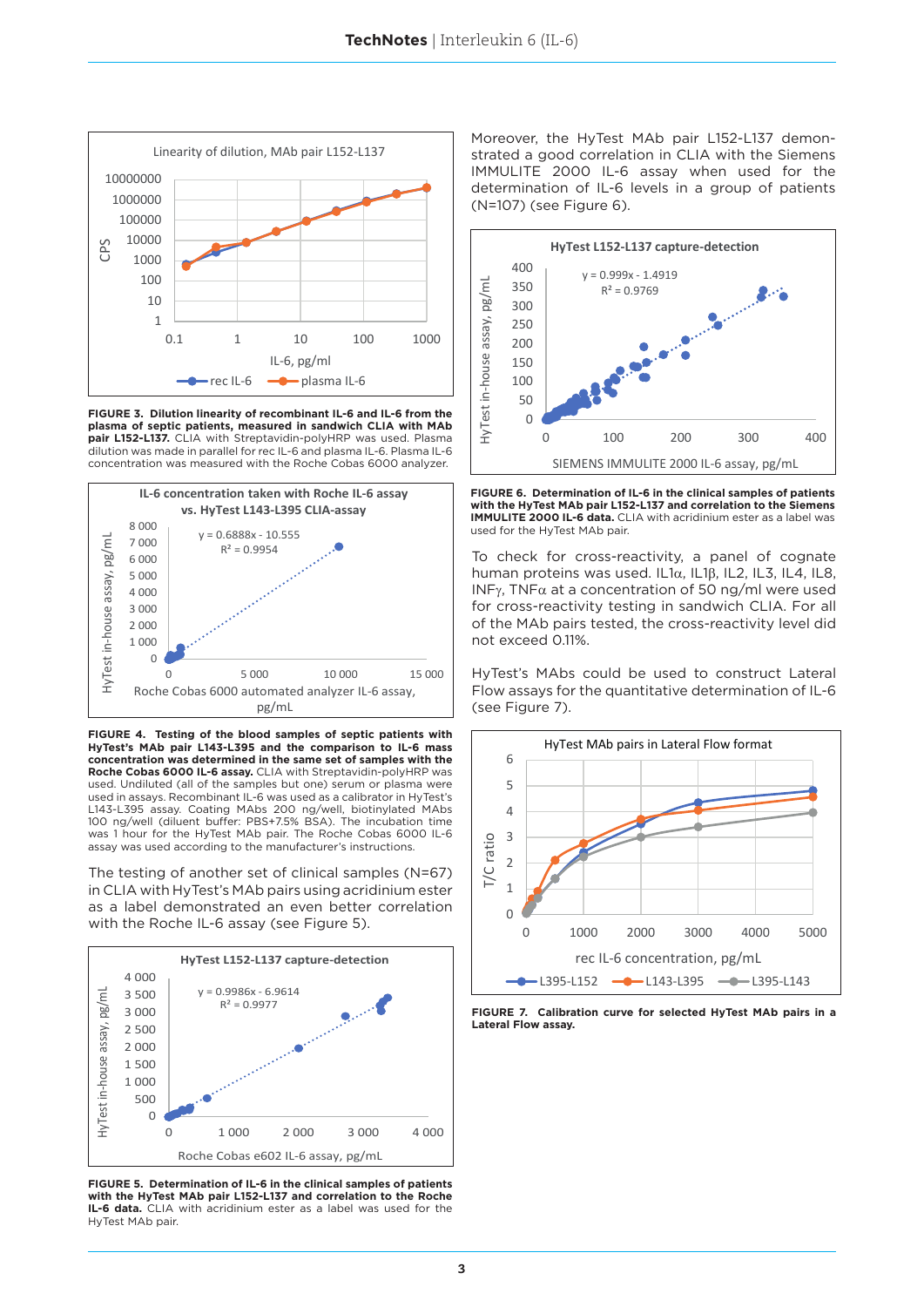**FIGURE 3. Dilution linearity of recombinant IL-6 and IL-6 from the plasma of septic patients, measured in sandwich CLIA with MAb pair L152-L137.** CLIA with Streptavidin-polyHRP was used. Plasma dilution was made in parallel for rec IL-6 and plasma IL-6. Plasma IL-6 concentration was measured with the Roche Cobas 6000 analyzer.

**FIGURE 4. Testing of the blood samples of septic patients with HyTest's MAb pair L143-L395 and the comparison to IL-6 mass concentration was determined in the same set of samples with the Roche Cobas 6000 IL-6 assay.** CLIA with Streptavidin-polyHRP was used. Undiluted (all of the samples but one) serum or plasma were used in assays. Recombinant IL-6 was used as a calibrator in HyTest's L143-L395 assay. Coating MAbs 200 ng/well, biotinylated MAbs 100 ng/well (diluent buffer: PBS+7.5% BSA). The incubation time was 1 hour for the HyTest MAb pair. The Roche Cobas 6000 IL-6 assay was used according to the manufacturer's instructions.

The testing of another set of clinical samples (N=67) in CLIA with HyTest's MAb pairs using acridinium ester as a label demonstrated an even better correlation with the Roche IL-6 assay (see Figure 5).

**FIGURE 5. Determination of IL-6 in the clinical samples of patients with the HyTest MAb pair L152-L137 and correlation to the Roche IL-6 data.** CLIA with acridinium ester as a label was used for the HyTest MAb pair.

Moreover, the HyTest MAb pair L152-L137 demonstrated a good correlation in CLIA with the Siemens IMMULITE 2000 IL-6 assay when used for the determination of IL-6 levels in a group of patients (N=107) (see Figure 6).

**FIGURE 6. Determination of IL-6 in the clinical samples of patients with the HyTest MAb pair L152-L137 and correlation to the Siemens IMMULITE 2000 IL-6 data.** CLIA with acridinium ester as a label was used for the HyTest MAb pair.

To check for cross-reactivity, a panel of cognate human proteins was used. IL1α, IL1β, IL2, IL3, IL4, IL8, INFγ, TNFα at a concentration of 50 ng/ml were used for cross-reactivity testing in sandwich CLIA. For all of the MAb pairs tested, the cross-reactivity level did not exceed 0.11%.

HyTest's MAbs could be used to construct Lateral Flow assays for the quantitative determination of IL-6 (see Figure 7).

**FIGURE 7. Calibration curve for selected HyTest MAb pairs in a Lateral Flow assay.**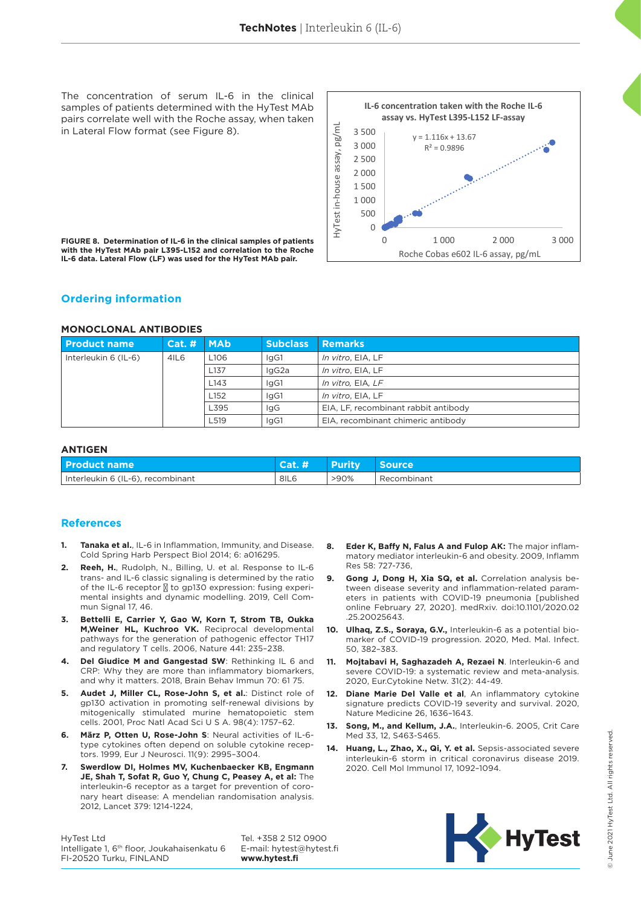The concentration of serum IL-6 in the clinical samples of patients determined with the HyTest MAb pairs correlate well with the Roche assay, when taken in Lateral Flow format (see Figure 8).

IL-6 concentration taken with the Roche IL-6 assay vs. HyTest L395-L152 LF-assay

y = 1.116x + 13.67
$R^2$ = 0.9896

HyTest in-house assay, pg/mL

3 500
3 000
2 500
2 000
1 500
1 000
500
0

0
1 000
2 000
3 000

Roche Cobas e602 IL-6 assay, pg/mL

**FIGURE 8. Determination of IL-6 in the clinical samples of patients with the HyTest MAb pair L395-L152 and correlation to the Roche IL-6 data. Lateral Flow (LF) was used for the HyTest MAb pair.**

## Ordering information

### MONOCLONAL ANTIBODIES

| Product name | Cat. # | MAb | Subclass | Remarks |
|---|---|---|---|---|
| Interleukin 6 (IL-6) | 4IL6 | L106 | IgG1 | *In vitro*, EIA, LF |
| | | L137 | IgG2a | *In vitro*, EIA, LF |
| | | L143 | IgG1 | *In vitro*, EIA, *LF* |
| | | L152 | IgG1 | *In vitro*, EIA, LF |
| | | L395 | IgG | EIA, LF, recombinant rabbit antibody |
| | | L519 | IgG1 | EIA, recombinant chimeric antibody |

### ANTIGEN

| Product name | Cat. # | Purity | Source |
|---|---|---|---|
| Interleukin 6 (IL-6), recombinant | 8IL6 | >90% | Recombinant |

## References

1. **Tanaka et al.**, IL-6 in Inflammation, Immunity, and Disease. Cold Spring Harb Perspect Biol 2014; 6: a016295.
2. **Reeh, H.**, Rudolph, N., Billing, U. et al. Response to IL-6 trans- and IL-6 classic signaling is determined by the ratio of the IL-6 receptor  to gp130 expression: fusing experimental insights and dynamic modelling. 2019, Cell Commun Signal 17, 46.
3. **Bettelli E, Carrier Y, Gao W, Korn T, Strom TB, Oukka M,Weiner HL, Kuchroo VK.** Reciprocal developmental pathways for the generation of pathogenic effector TH17 and regulatory T cells. 2006, Nature 441: 235–238.
4. **Del Giudice M and Gangestad SW**: Rethinking IL 6 and CRP: Why they are more than inflammatory biomarkers, and why it matters. 2018, Brain Behav Immun 70: 61 75.
5. **Audet J, Miller CL, Rose-John S, et al.**: Distinct role of gp130 activation in promoting self-renewal divisions by mitogenically stimulated murine hematopoietic stem cells. 2001, Proc Natl Acad Sci U S A. 98(4): 1757–62.
6. **März P, Otten U, Rose-John S**: Neural activities of IL-6-type cytokines often depend on soluble cytokine receptors. 1999, Eur J Neurosci. 11(9): 2995–3004.
7. **Swerdlow DI, Holmes MV, Kuchenbaecker KB, Engmann JE, Shah T, Sofat R, Guo Y, Chung C, Peasey A, et al:** The interleukin-6 receptor as a target for prevention of coronary heart disease: A mendelian randomisation analysis. 2012, Lancet 379: 1214-1224,
8. **Eder K, Baffy N, Falus A and Fulop AK:** The major inflammatory mediator interleukin-6 and obesity. 2009, Inflamm Res 58: 727-736,
9. **Gong J, Dong H, Xia SQ, et al.** Correlation analysis between disease severity and inflammation-related parameters in patients with COVID-19 pneumonia [published online February 27, 2020]. medRxiv. doi:10.1101/2020.02.25.20025643.
10. **Ulhaq, Z.S., Soraya, G.V.,** Interleukin-6 as a potential biomarker of COVID-19 progression. 2020, Med. Mal. Infect. 50, 382–383.
11. **Mojtabavi H, Saghazadeh A, Rezaei N**. Interleukin-6 and severe COVID-19: a systematic review and meta-analysis. 2020, Eur.Cytokine Netw. 31(2): 44-49.
12. **Diane Marie Del Valle et al**, An inflammatory cytokine signature predicts COVID-19 severity and survival. 2020, Nature Medicine 26, 1636–1643.
13. **Song, M., and Kellum, J.A.**, Interleukin-6. 2005, Crit Care Med 33, 12, S463-S465.
14. **Huang, L., Zhao, X., Qi, Y. et al.** Sepsis-associated severe interleukin-6 storm in critical coronavirus disease 2019. 2020. Cell Mol Immunol 17, 1092–1094.

HyTest Ltd
Intelligate 1, 6th floor, Joukahaisenkatu 6
FI-20520 Turku, FINLAND

Tel. +358 2 512 0900
E-mail: hytest@hytest.fi
**www.hytest.fi**

© June 2021 HyTest Ltd. All rights reserved.